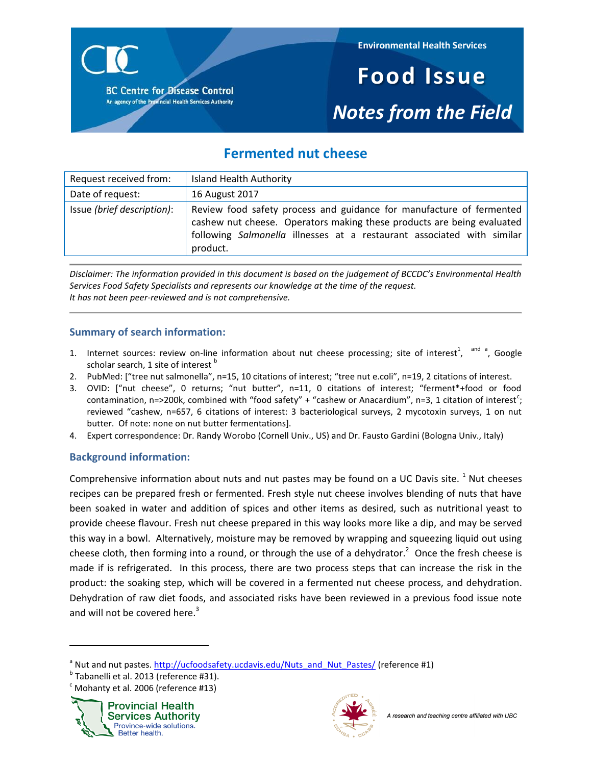Environmental Health Services

# Food Issue

## Notes from the Field

# Fermented nut cheese

| Request received from: | Island Health Authority |
|---|---|
| Date of request: | 16 August 2017 |
| Issue *(brief description)*: | Review food safety process and guidance for manufacture of fermented cashew nut cheese. Operators making these products are being evaluated following *Salmonella* illnesses at a restaurant associated with similar product. |

*Disclaimer: The information provided in this document is based on the judgement of BCCDC's Environmental Health Services Food Safety Specialists and represents our knowledge at the time of the request. It has not been peer-reviewed and is not comprehensive.*

## Summary of search information:

1. Internet sources: review on-line information about nut cheese processing; site of interest[1], [and a], Google scholar search, 1 site of interest [b]
2. PubMed: ["tree nut salmonella", n=15, 10 citations of interest; "tree nut e.coli", n=19, 2 citations of interest.
3. OVID: ["nut cheese", 0 returns; "nut butter", n=11, 0 citations of interest; "ferment*+food or food contamination, n=>200k, combined with "food safety" + "cashew or Anacardium", n=3, 1 citation of interest[c]; reviewed "cashew, n=657, 6 citations of interest: 3 bacteriological surveys, 2 mycotoxin surveys, 1 on nut butter. Of note: none on nut butter fermentations].
4. Expert correspondence: Dr. Randy Worobo (Cornell Univ., US) and Dr. Fausto Gardini (Bologna Univ., Italy)

## Background information:

Comprehensive information about nuts and nut pastes may be found on a UC Davis site. [1] Nut cheeses recipes can be prepared fresh or fermented. Fresh style nut cheese involves blending of nuts that have been soaked in water and addition of spices and other items as desired, such as nutritional yeast to provide cheese flavour. Fresh nut cheese prepared in this way looks more like a dip, and may be served this way in a bowl. Alternatively, moisture may be removed by wrapping and squeezing liquid out using cheese cloth, then forming into a round, or through the use of a dehydrator.[2] Once the fresh cheese is made if is refrigerated. In this process, there are two process steps that can increase the risk in the product: the soaking step, which will be covered in a fermented nut cheese process, and dehydration. Dehydration of raw diet foods, and associated risks have been reviewed in a previous food issue note and will not be covered here.[3]

[a] Nut and nut pastes. http://ucfoodsafety.ucdavis.edu/Nuts_and_Nut_Pastes/ (reference #1)

[b] Tabanelli et al. 2013 (reference #31).

[c] Mohanty et al. 2006 (reference #13)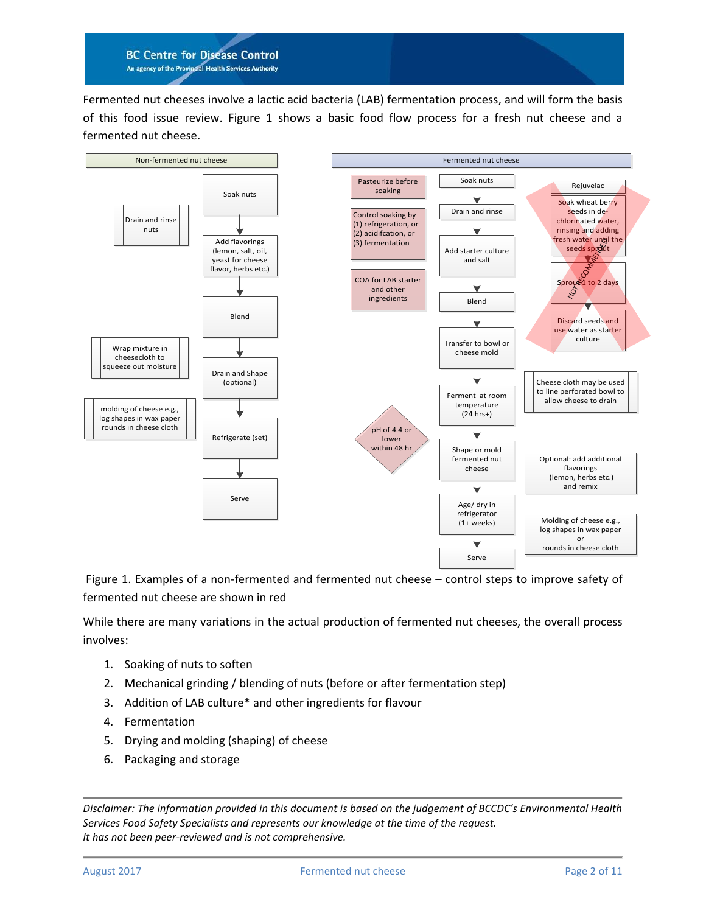Fermented nut cheeses involve a lactic acid bacteria (LAB) fermentation process, and will form the basis of this food issue review. Figure 1 shows a basic food flow process for a fresh nut cheese and a fermented nut cheese.

**Non-fermented nut cheese**

- Soak nuts
  - Drain and rinse nuts
- Add flavorings (lemon, salt, oil, yeast for cheese flavor, herbs etc.)
- Blend
  - Wrap mixture in cheesecloth to squeeze out moisture
- Drain and Shape (optional)
  - molding of cheese e.g., log shapes in wax paper rounds in cheese cloth
- Refrigerate (set)
- Serve

**Fermented nut cheese**

- Soak nuts
  - Pasteurize before soaking
  - Control soaking by (1) refrigeration, or (2) acidifcation, or (3) fermentation
- Drain and rinse
- Add starter culture and salt
  - COA for LAB starter and other ingredients
- Blend
- Transfer to bowl or cheese mold
  - Cheese cloth may be used to line perforated bowl to allow cheese to drain
- Ferment at room temperature (24 hrs+)
  - pH of 4.4 or lower within 48 hr
- Shape or mold fermented nut cheese
  - Optional: add additional flavorings (lemon, herbs etc.) and remix
- Age/ dry in refrigerator (1+ weeks)
  - Molding of cheese e.g., log shapes in wax paper or rounds in cheese cloth
- Serve

Rejuvelac (NOT RECOMMENDED):

- Soak wheat berry seeds in de-chlorinated water, rinsing and adding fresh water until the seeds sprout
- Sprout 1 to 2 days
- Discard seeds and use water as starter culture

Figure 1. Examples of a non-fermented and fermented nut cheese – control steps to improve safety of fermented nut cheese are shown in red

While there are many variations in the actual production of fermented nut cheeses, the overall process involves:

1. Soaking of nuts to soften
2. Mechanical grinding / blending of nuts (before or after fermentation step)
3. Addition of LAB culture* and other ingredients for flavour
4. Fermentation
5. Drying and molding (shaping) of cheese
6. Packaging and storage

*Disclaimer: The information provided in this document is based on the judgement of BCCDC's Environmental Health Services Food Safety Specialists and represents our knowledge at the time of the request.*
*It has not been peer-reviewed and is not comprehensive.*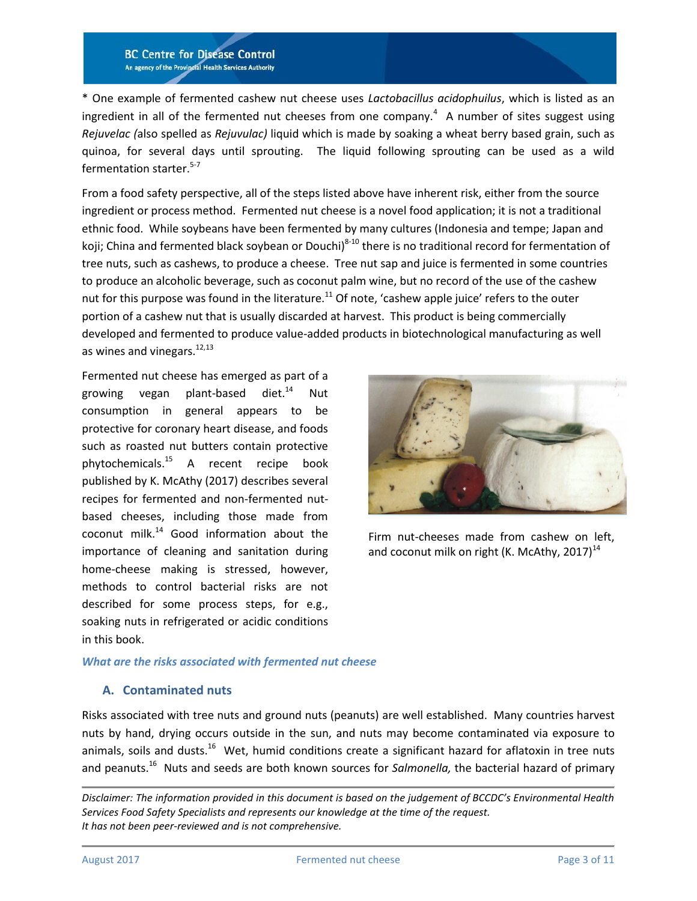* One example of fermented cashew nut cheese uses *Lactobacillus acidophuilus*, which is listed as an ingredient in all of the fermented nut cheeses from one company.[4] A number of sites suggest using *Rejuvelac (*also spelled as *Rejuvulac)* liquid which is made by soaking a wheat berry based grain, such as quinoa, for several days until sprouting. The liquid following sprouting can be used as a wild fermentation starter.[5-7]

From a food safety perspective, all of the steps listed above have inherent risk, either from the source ingredient or process method. Fermented nut cheese is a novel food application; it is not a traditional ethnic food. While soybeans have been fermented by many cultures (Indonesia and tempe; Japan and koji; China and fermented black soybean or Douchi)[8-10] there is no traditional record for fermentation of tree nuts, such as cashews, to produce a cheese. Tree nut sap and juice is fermented in some countries to produce an alcoholic beverage, such as coconut palm wine, but no record of the use of the cashew nut for this purpose was found in the literature.[11] Of note, 'cashew apple juice' refers to the outer portion of a cashew nut that is usually discarded at harvest. This product is being commercially developed and fermented to produce value-added products in biotechnological manufacturing as well as wines and vinegars.[12,13]

Fermented nut cheese has emerged as part of a growing vegan plant-based diet.[14] Nut consumption in general appears to be protective for coronary heart disease, and foods such as roasted nut butters contain protective phytochemicals.[15] A recent recipe book published by K. McAthy (2017) describes several recipes for fermented and non-fermented nut-based cheeses, including those made from coconut milk.[14] Good information about the importance of cleaning and sanitation during home-cheese making is stressed, however, methods to control bacterial risks are not described for some process steps, for e.g., soaking nuts in refrigerated or acidic conditions in this book.

Firm nut-cheeses made from cashew on left, and coconut milk on right (K. McAthy, 2017)[14]

### *What are the risks associated with fermented nut cheese*

#### A. Contaminated nuts

Risks associated with tree nuts and ground nuts (peanuts) are well established. Many countries harvest nuts by hand, drying occurs outside in the sun, and nuts may become contaminated via exposure to animals, soils and dusts.[16] Wet, humid conditions create a significant hazard for aflatoxin in tree nuts and peanuts.[16] Nuts and seeds are both known sources for *Salmonella,* the bacterial hazard of primary

*Disclaimer: The information provided in this document is based on the judgement of BCCDC's Environmental Health Services Food Safety Specialists and represents our knowledge at the time of the request. It has not been peer-reviewed and is not comprehensive.*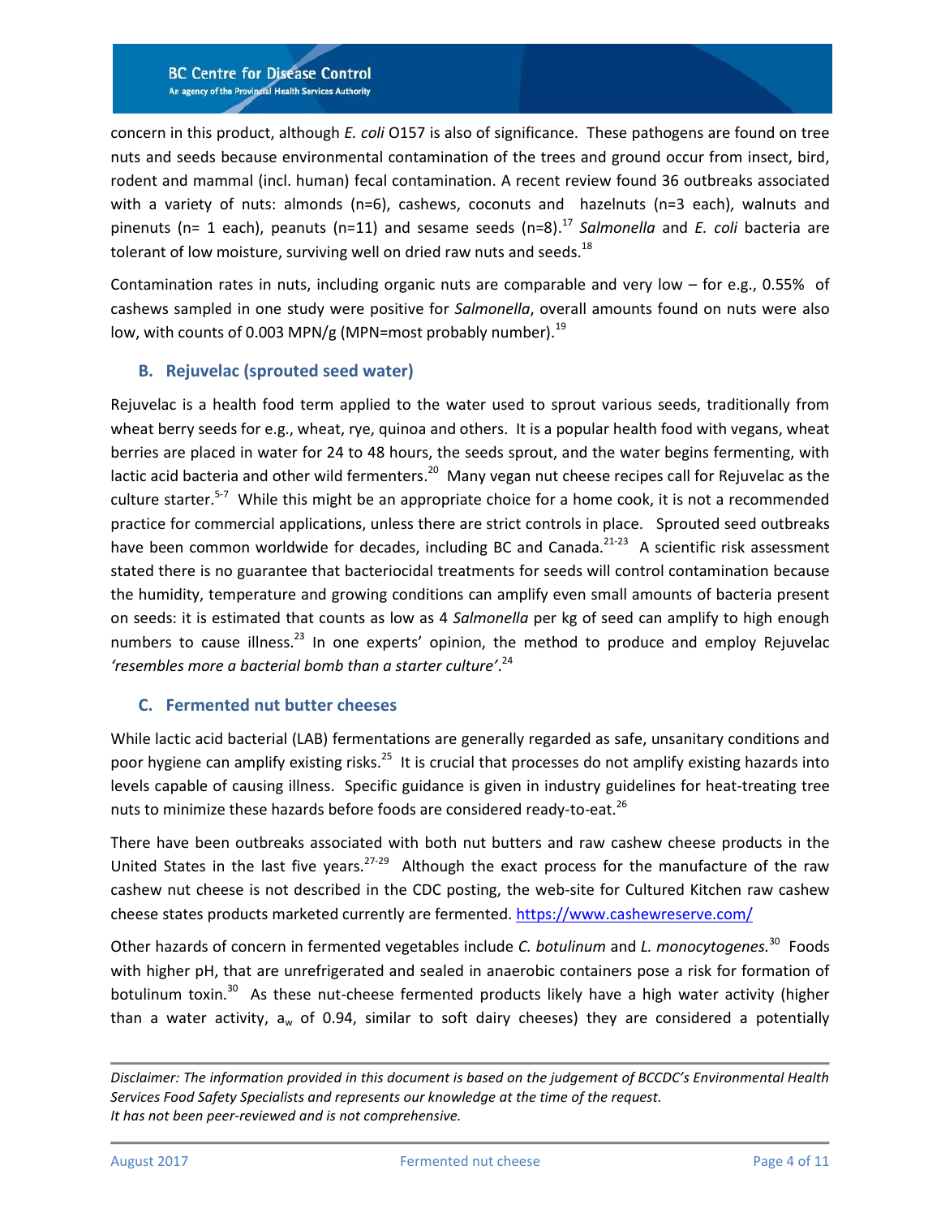concern in this product, although *E. coli* O157 is also of significance. These pathogens are found on tree nuts and seeds because environmental contamination of the trees and ground occur from insect, bird, rodent and mammal (incl. human) fecal contamination. A recent review found 36 outbreaks associated with a variety of nuts: almonds (n=6), cashews, coconuts and hazelnuts (n=3 each), walnuts and pinenuts (n= 1 each), peanuts (n=11) and sesame seeds (n=8).[17] *Salmonella* and *E. coli* bacteria are tolerant of low moisture, surviving well on dried raw nuts and seeds.[18]

Contamination rates in nuts, including organic nuts are comparable and very low – for e.g., 0.55% of cashews sampled in one study were positive for *Salmonella*, overall amounts found on nuts were also low, with counts of 0.003 MPN/g (MPN=most probably number).[19]

### B. Rejuvelac (sprouted seed water)

Rejuvelac is a health food term applied to the water used to sprout various seeds, traditionally from wheat berry seeds for e.g., wheat, rye, quinoa and others. It is a popular health food with vegans, wheat berries are placed in water for 24 to 48 hours, the seeds sprout, and the water begins fermenting, with lactic acid bacteria and other wild fermenters.[20] Many vegan nut cheese recipes call for Rejuvelac as the culture starter.[5-7] While this might be an appropriate choice for a home cook, it is not a recommended practice for commercial applications, unless there are strict controls in place. Sprouted seed outbreaks have been common worldwide for decades, including BC and Canada.[21-23] A scientific risk assessment stated there is no guarantee that bacteriocidal treatments for seeds will control contamination because the humidity, temperature and growing conditions can amplify even small amounts of bacteria present on seeds: it is estimated that counts as low as 4 *Salmonella* per kg of seed can amplify to high enough numbers to cause illness.[23] In one experts' opinion, the method to produce and employ Rejuvelac *'resembles more a bacterial bomb than a starter culture'*.[24]

### C. Fermented nut butter cheeses

While lactic acid bacterial (LAB) fermentations are generally regarded as safe, unsanitary conditions and poor hygiene can amplify existing risks.[25] It is crucial that processes do not amplify existing hazards into levels capable of causing illness. Specific guidance is given in industry guidelines for heat-treating tree nuts to minimize these hazards before foods are considered ready-to-eat.[26]

There have been outbreaks associated with both nut butters and raw cashew cheese products in the United States in the last five years.[27-29] Although the exact process for the manufacture of the raw cashew nut cheese is not described in the CDC posting, the web-site for Cultured Kitchen raw cashew cheese states products marketed currently are fermented. https://www.cashewreserve.com/

Other hazards of concern in fermented vegetables include *C. botulinum* and *L. monocytogenes*.[30] Foods with higher pH, that are unrefrigerated and sealed in anaerobic containers pose a risk for formation of botulinum toxin.[30] As these nut-cheese fermented products likely have a high water activity (higher than a water activity, $a_w$ of 0.94, similar to soft dairy cheeses) they are considered a potentially

*Disclaimer: The information provided in this document is based on the judgement of BCCDC's Environmental Health Services Food Safety Specialists and represents our knowledge at the time of the request. It has not been peer-reviewed and is not comprehensive.*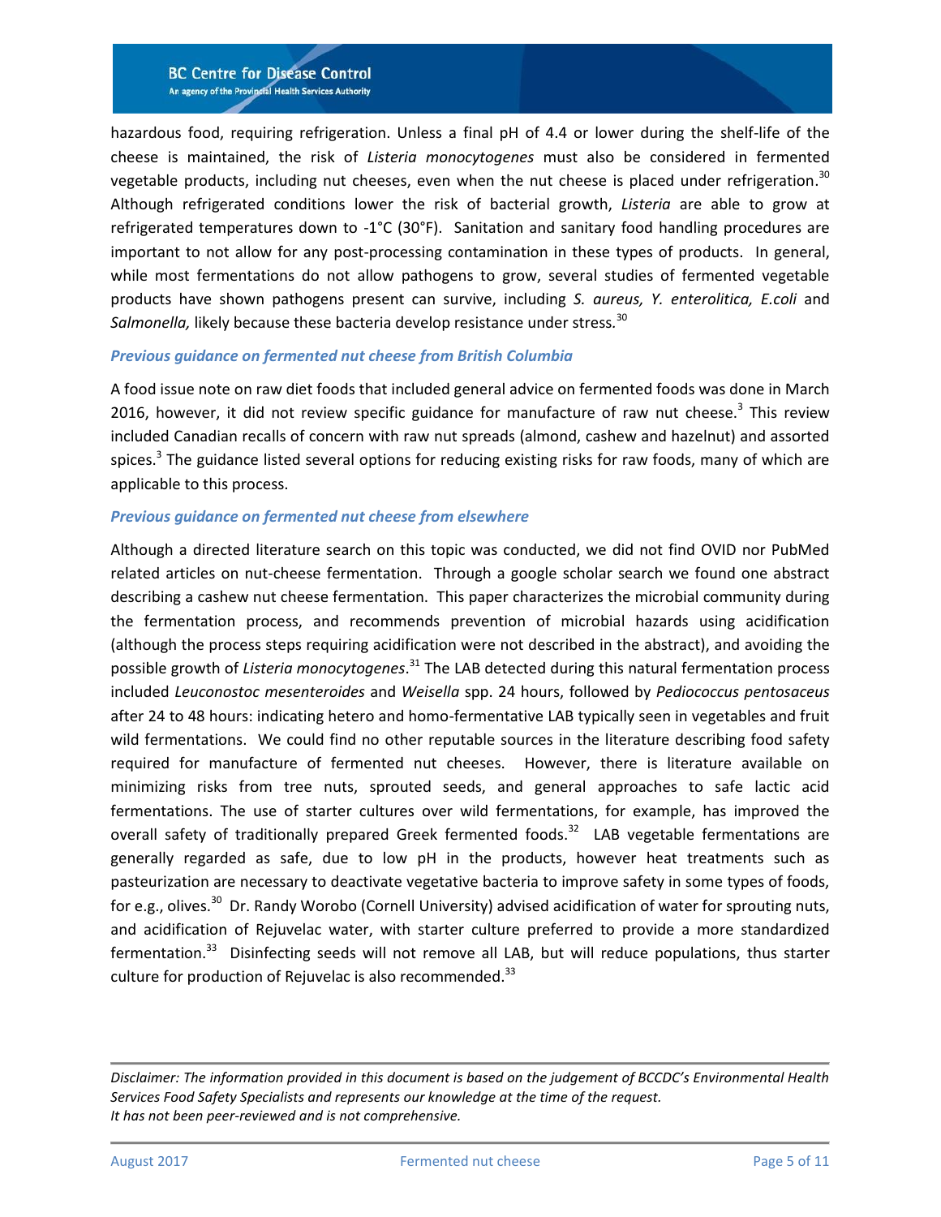hazardous food, requiring refrigeration. Unless a final pH of 4.4 or lower during the shelf-life of the cheese is maintained, the risk of *Listeria monocytogenes* must also be considered in fermented vegetable products, including nut cheeses, even when the nut cheese is placed under refrigeration.[30] Although refrigerated conditions lower the risk of bacterial growth, *Listeria* are able to grow at refrigerated temperatures down to -1°C (30°F). Sanitation and sanitary food handling procedures are important to not allow for any post-processing contamination in these types of products. In general, while most fermentations do not allow pathogens to grow, several studies of fermented vegetable products have shown pathogens present can survive, including *S. aureus, Y. enterolitica, E.coli* and *Salmonella,* likely because these bacteria develop resistance under stress.[30]

### *Previous guidance on fermented nut cheese from British Columbia*

A food issue note on raw diet foods that included general advice on fermented foods was done in March 2016, however, it did not review specific guidance for manufacture of raw nut cheese.[3] This review included Canadian recalls of concern with raw nut spreads (almond, cashew and hazelnut) and assorted spices.[3] The guidance listed several options for reducing existing risks for raw foods, many of which are applicable to this process.

### *Previous guidance on fermented nut cheese from elsewhere*

Although a directed literature search on this topic was conducted, we did not find OVID nor PubMed related articles on nut-cheese fermentation. Through a google scholar search we found one abstract describing a cashew nut cheese fermentation. This paper characterizes the microbial community during the fermentation process, and recommends prevention of microbial hazards using acidification (although the process steps requiring acidification were not described in the abstract), and avoiding the possible growth of *Listeria monocytogenes*.[31] The LAB detected during this natural fermentation process included *Leuconostoc mesenteroides* and *Weisella* spp. 24 hours, followed by *Pediococcus pentosaceus* after 24 to 48 hours: indicating hetero and homo-fermentative LAB typically seen in vegetables and fruit wild fermentations. We could find no other reputable sources in the literature describing food safety required for manufacture of fermented nut cheeses. However, there is literature available on minimizing risks from tree nuts, sprouted seeds, and general approaches to safe lactic acid fermentations. The use of starter cultures over wild fermentations, for example, has improved the overall safety of traditionally prepared Greek fermented foods.[32] LAB vegetable fermentations are generally regarded as safe, due to low pH in the products, however heat treatments such as pasteurization are necessary to deactivate vegetative bacteria to improve safety in some types of foods, for e.g., olives.[30] Dr. Randy Worobo (Cornell University) advised acidification of water for sprouting nuts, and acidification of Rejuvelac water, with starter culture preferred to provide a more standardized fermentation.[33] Disinfecting seeds will not remove all LAB, but will reduce populations, thus starter culture for production of Rejuvelac is also recommended.[33]

*Disclaimer: The information provided in this document is based on the judgement of BCCDC's Environmental Health Services Food Safety Specialists and represents our knowledge at the time of the request. It has not been peer-reviewed and is not comprehensive.*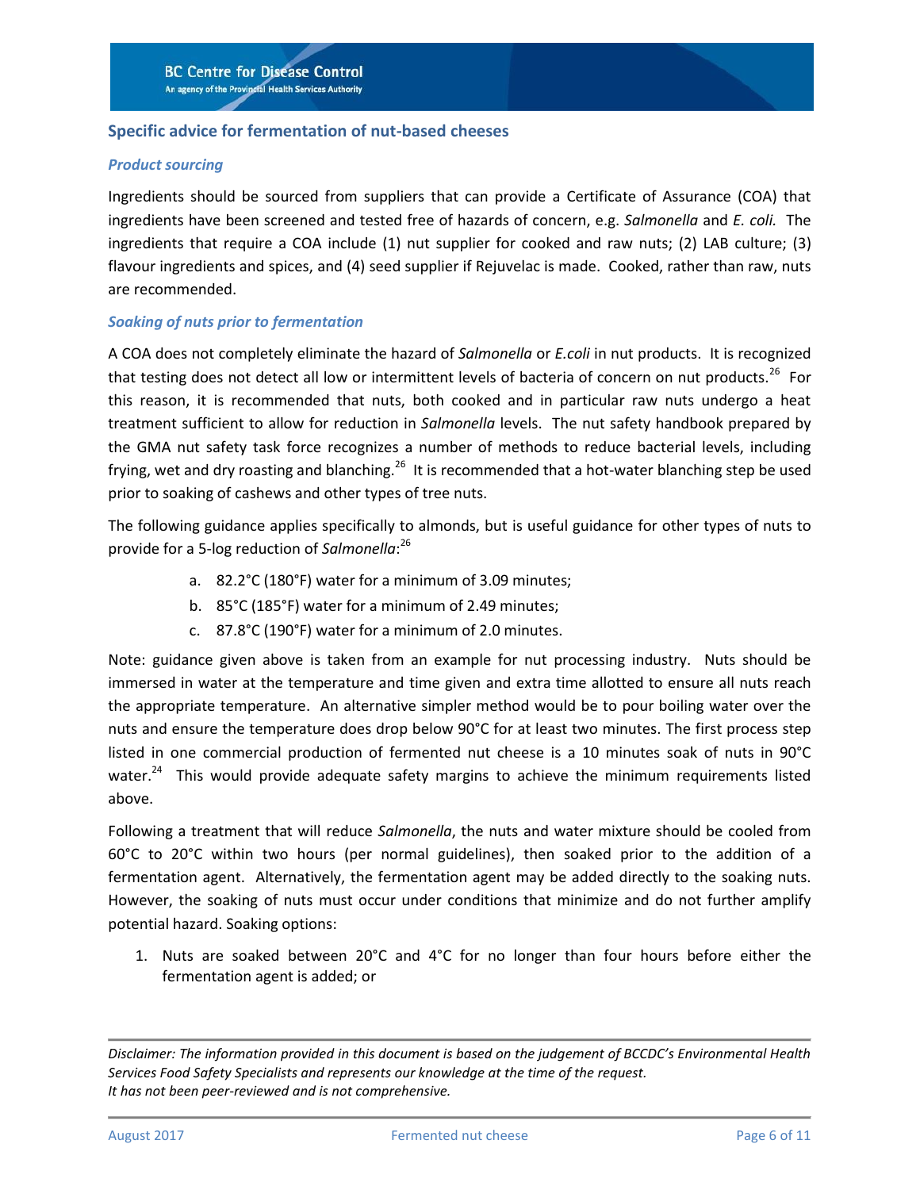## Specific advice for fermentation of nut-based cheeses

### *Product sourcing*

Ingredients should be sourced from suppliers that can provide a Certificate of Assurance (COA) that ingredients have been screened and tested free of hazards of concern, e.g. *Salmonella* and *E. coli.* The ingredients that require a COA include (1) nut supplier for cooked and raw nuts; (2) LAB culture; (3) flavour ingredients and spices, and (4) seed supplier if Rejuvelac is made. Cooked, rather than raw, nuts are recommended.

### *Soaking of nuts prior to fermentation*

A COA does not completely eliminate the hazard of *Salmonella* or *E.coli* in nut products. It is recognized that testing does not detect all low or intermittent levels of bacteria of concern on nut products.[26] For this reason, it is recommended that nuts, both cooked and in particular raw nuts undergo a heat treatment sufficient to allow for reduction in *Salmonella* levels. The nut safety handbook prepared by the GMA nut safety task force recognizes a number of methods to reduce bacterial levels, including frying, wet and dry roasting and blanching.[26] It is recommended that a hot-water blanching step be used prior to soaking of cashews and other types of tree nuts.

The following guidance applies specifically to almonds, but is useful guidance for other types of nuts to provide for a 5-log reduction of *Salmonella*:[26]

a. 82.2°C (180°F) water for a minimum of 3.09 minutes;
b. 85°C (185°F) water for a minimum of 2.49 minutes;
c. 87.8°C (190°F) water for a minimum of 2.0 minutes.

Note: guidance given above is taken from an example for nut processing industry. Nuts should be immersed in water at the temperature and time given and extra time allotted to ensure all nuts reach the appropriate temperature. An alternative simpler method would be to pour boiling water over the nuts and ensure the temperature does drop below 90°C for at least two minutes. The first process step listed in one commercial production of fermented nut cheese is a 10 minutes soak of nuts in 90°C water.[24] This would provide adequate safety margins to achieve the minimum requirements listed above.

Following a treatment that will reduce *Salmonella*, the nuts and water mixture should be cooled from 60°C to 20°C within two hours (per normal guidelines), then soaked prior to the addition of a fermentation agent. Alternatively, the fermentation agent may be added directly to the soaking nuts. However, the soaking of nuts must occur under conditions that minimize and do not further amplify potential hazard. Soaking options:

1. Nuts are soaked between 20°C and 4°C for no longer than four hours before either the fermentation agent is added; or

*Disclaimer: The information provided in this document is based on the judgement of BCCDC's Environmental Health Services Food Safety Specialists and represents our knowledge at the time of the request. It has not been peer-reviewed and is not comprehensive.*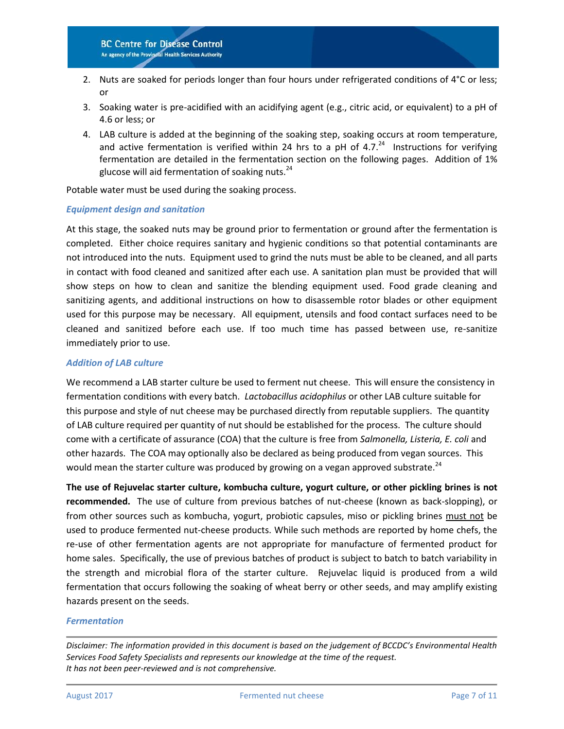2. Nuts are soaked for periods longer than four hours under refrigerated conditions of 4°C or less; or
3. Soaking water is pre-acidified with an acidifying agent (e.g., citric acid, or equivalent) to a pH of 4.6 or less; or
4. LAB culture is added at the beginning of the soaking step, soaking occurs at room temperature, and active fermentation is verified within 24 hrs to a pH of 4.7.[24] Instructions for verifying fermentation are detailed in the fermentation section on the following pages. Addition of 1% glucose will aid fermentation of soaking nuts.[24]

Potable water must be used during the soaking process.

### *Equipment design and sanitation*

At this stage, the soaked nuts may be ground prior to fermentation or ground after the fermentation is completed. Either choice requires sanitary and hygienic conditions so that potential contaminants are not introduced into the nuts. Equipment used to grind the nuts must be able to be cleaned, and all parts in contact with food cleaned and sanitized after each use. A sanitation plan must be provided that will show steps on how to clean and sanitize the blending equipment used. Food grade cleaning and sanitizing agents, and additional instructions on how to disassemble rotor blades or other equipment used for this purpose may be necessary. All equipment, utensils and food contact surfaces need to be cleaned and sanitized before each use. If too much time has passed between use, re-sanitize immediately prior to use.

### *Addition of LAB culture*

We recommend a LAB starter culture be used to ferment nut cheese. This will ensure the consistency in fermentation conditions with every batch. *Lactobacillus acidophilus* or other LAB culture suitable for this purpose and style of nut cheese may be purchased directly from reputable suppliers. The quantity of LAB culture required per quantity of nut should be established for the process. The culture should come with a certificate of assurance (COA) that the culture is free from *Salmonella, Listeria, E. coli* and other hazards. The COA may optionally also be declared as being produced from vegan sources. This would mean the starter culture was produced by growing on a vegan approved substrate.[24]

**The use of Rejuvelac starter culture, kombucha culture, yogurt culture, or other pickling brines is not recommended.** The use of culture from previous batches of nut-cheese (known as back-slopping), or from other sources such as kombucha, yogurt, probiotic capsules, miso or pickling brines must not be used to produce fermented nut-cheese products. While such methods are reported by home chefs, the re-use of other fermentation agents are not appropriate for manufacture of fermented product for home sales. Specifically, the use of previous batches of product is subject to batch to batch variability in the strength and microbial flora of the starter culture. Rejuvelac liquid is produced from a wild fermentation that occurs following the soaking of wheat berry or other seeds, and may amplify existing hazards present on the seeds.

### *Fermentation*

*Disclaimer: The information provided in this document is based on the judgement of BCCDC's Environmental Health Services Food Safety Specialists and represents our knowledge at the time of the request. It has not been peer-reviewed and is not comprehensive.*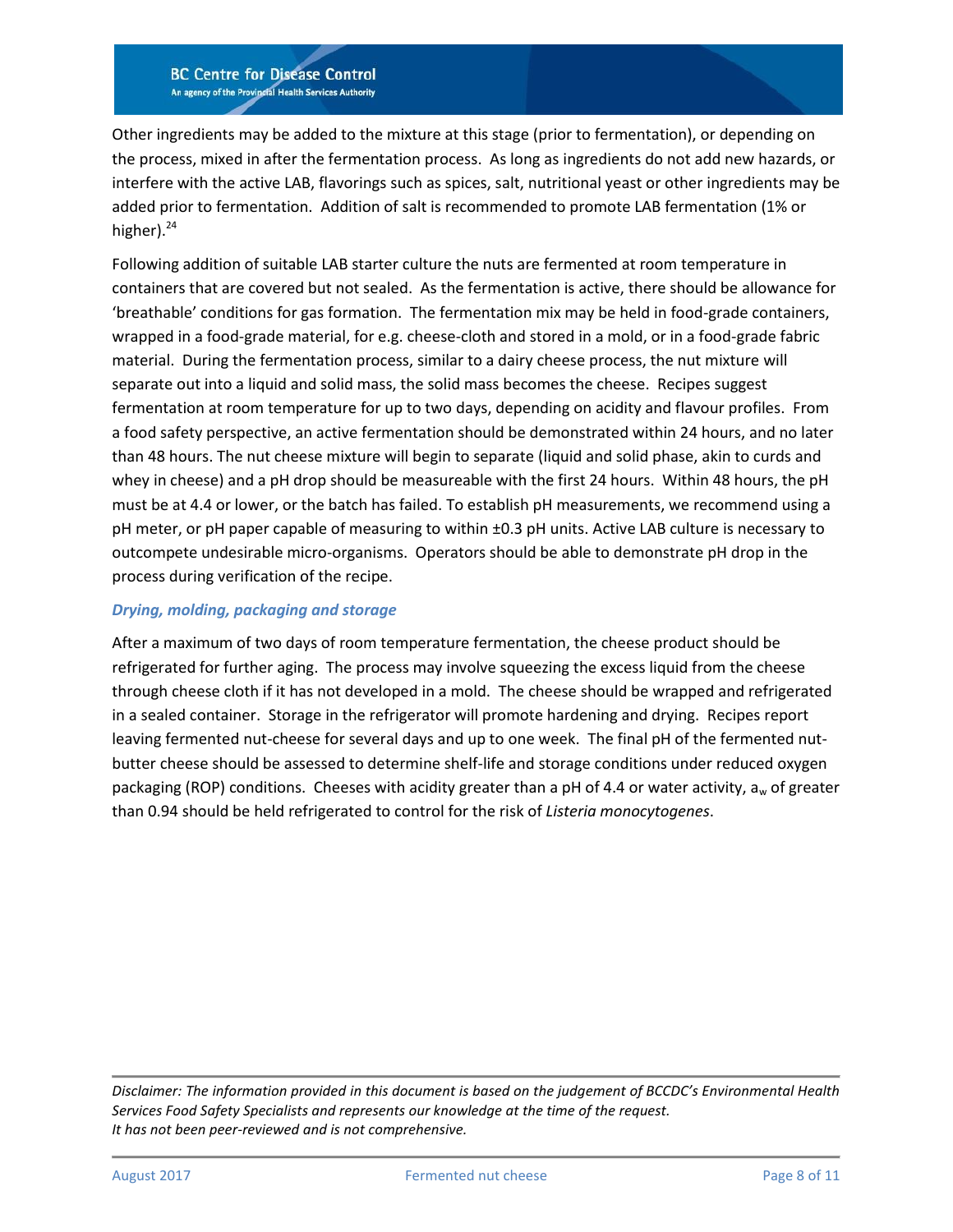Other ingredients may be added to the mixture at this stage (prior to fermentation), or depending on the process, mixed in after the fermentation process. As long as ingredients do not add new hazards, or interfere with the active LAB, flavorings such as spices, salt, nutritional yeast or other ingredients may be added prior to fermentation. Addition of salt is recommended to promote LAB fermentation (1% or higher).[24]

Following addition of suitable LAB starter culture the nuts are fermented at room temperature in containers that are covered but not sealed. As the fermentation is active, there should be allowance for 'breathable' conditions for gas formation. The fermentation mix may be held in food-grade containers, wrapped in a food-grade material, for e.g. cheese-cloth and stored in a mold, or in a food-grade fabric material. During the fermentation process, similar to a dairy cheese process, the nut mixture will separate out into a liquid and solid mass, the solid mass becomes the cheese. Recipes suggest fermentation at room temperature for up to two days, depending on acidity and flavour profiles. From a food safety perspective, an active fermentation should be demonstrated within 24 hours, and no later than 48 hours. The nut cheese mixture will begin to separate (liquid and solid phase, akin to curds and whey in cheese) and a pH drop should be measureable with the first 24 hours. Within 48 hours, the pH must be at 4.4 or lower, or the batch has failed. To establish pH measurements, we recommend using a pH meter, or pH paper capable of measuring to within ±0.3 pH units. Active LAB culture is necessary to outcompete undesirable micro-organisms. Operators should be able to demonstrate pH drop in the process during verification of the recipe.

### *Drying, molding, packaging and storage*

After a maximum of two days of room temperature fermentation, the cheese product should be refrigerated for further aging. The process may involve squeezing the excess liquid from the cheese through cheese cloth if it has not developed in a mold. The cheese should be wrapped and refrigerated in a sealed container. Storage in the refrigerator will promote hardening and drying. Recipes report leaving fermented nut-cheese for several days and up to one week. The final pH of the fermented nut-butter cheese should be assessed to determine shelf-life and storage conditions under reduced oxygen packaging (ROP) conditions. Cheeses with acidity greater than a pH of 4.4 or water activity, $a_w$ of greater than 0.94 should be held refrigerated to control for the risk of *Listeria monocytogenes*.

*Disclaimer: The information provided in this document is based on the judgement of BCCDC's Environmental Health Services Food Safety Specialists and represents our knowledge at the time of the request. It has not been peer-reviewed and is not comprehensive.*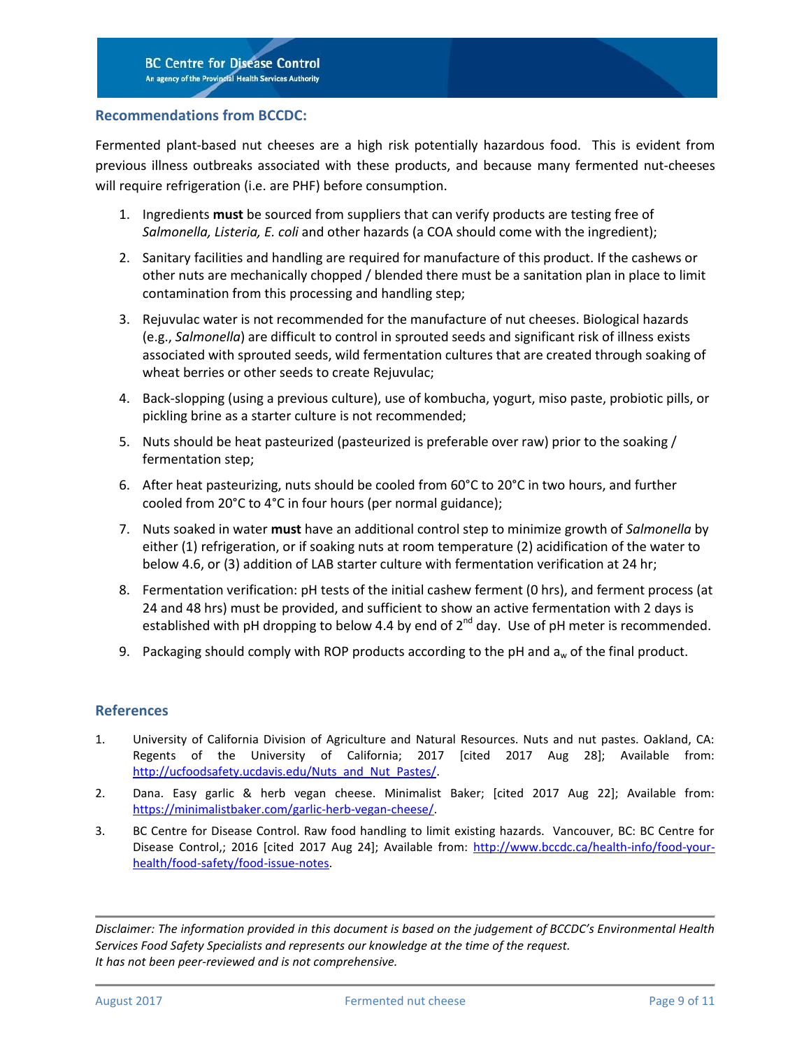## Recommendations from BCCDC:

Fermented plant-based nut cheeses are a high risk potentially hazardous food. This is evident from previous illness outbreaks associated with these products, and because many fermented nut-cheeses will require refrigeration (i.e. are PHF) before consumption.

1. Ingredients **must** be sourced from suppliers that can verify products are testing free of *Salmonella, Listeria, E. coli* and other hazards (a COA should come with the ingredient);
2. Sanitary facilities and handling are required for manufacture of this product. If the cashews or other nuts are mechanically chopped / blended there must be a sanitation plan in place to limit contamination from this processing and handling step;
3. Rejuvulac water is not recommended for the manufacture of nut cheeses. Biological hazards (e.g., *Salmonella*) are difficult to control in sprouted seeds and significant risk of illness exists associated with sprouted seeds, wild fermentation cultures that are created through soaking of wheat berries or other seeds to create Rejuvulac;
4. Back-slopping (using a previous culture), use of kombucha, yogurt, miso paste, probiotic pills, or pickling brine as a starter culture is not recommended;
5. Nuts should be heat pasteurized (pasteurized is preferable over raw) prior to the soaking / fermentation step;
6. After heat pasteurizing, nuts should be cooled from 60°C to 20°C in two hours, and further cooled from 20°C to 4°C in four hours (per normal guidance);
7. Nuts soaked in water **must** have an additional control step to minimize growth of *Salmonella* by either (1) refrigeration, or if soaking nuts at room temperature (2) acidification of the water to below 4.6, or (3) addition of LAB starter culture with fermentation verification at 24 hr;
8. Fermentation verification: pH tests of the initial cashew ferment (0 hrs), and ferment process (at 24 and 48 hrs) must be provided, and sufficient to show an active fermentation with 2 days is established with pH dropping to below 4.4 by end of 2nd day. Use of pH meter is recommended.
9. Packaging should comply with ROP products according to the pH and $a_w$ of the final product.

## References

1. University of California Division of Agriculture and Natural Resources. Nuts and nut pastes. Oakland, CA: Regents of the University of California; 2017 [cited 2017 Aug 28]; Available from: http://ucfoodsafety.ucdavis.edu/Nuts_and_Nut_Pastes/.
2. Dana. Easy garlic & herb vegan cheese. Minimalist Baker; [cited 2017 Aug 22]; Available from: https://minimalistbaker.com/garlic-herb-vegan-cheese/.
3. BC Centre for Disease Control. Raw food handling to limit existing hazards. Vancouver, BC: BC Centre for Disease Control,; 2016 [cited 2017 Aug 24]; Available from: http://www.bccdc.ca/health-info/food-your-health/food-safety/food-issue-notes.

*Disclaimer: The information provided in this document is based on the judgement of BCCDC's Environmental Health Services Food Safety Specialists and represents our knowledge at the time of the request. It has not been peer-reviewed and is not comprehensive.*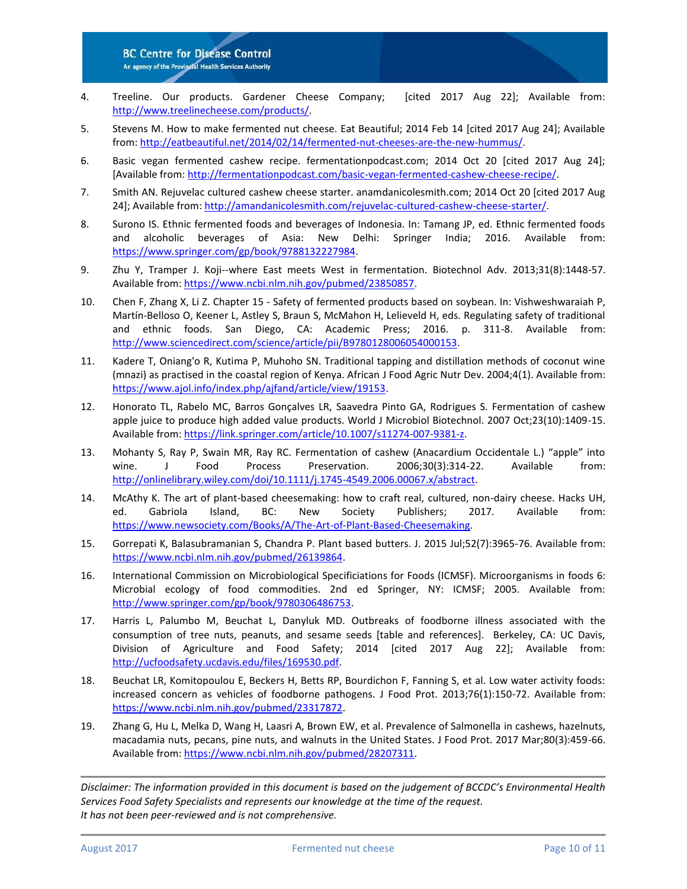4. Treeline. Our products. Gardener Cheese Company; [cited 2017 Aug 22]; Available from: http://www.treelinecheese.com/products/.
5. Stevens M. How to make fermented nut cheese. Eat Beautiful; 2014 Feb 14 [cited 2017 Aug 24]; Available from: http://eatbeautiful.net/2014/02/14/fermented-nut-cheeses-are-the-new-hummus/.
6. Basic vegan fermented cashew recipe. fermentationpodcast.com; 2014 Oct 20 [cited 2017 Aug 24]; [Available from: http://fermentationpodcast.com/basic-vegan-fermented-cashew-cheese-recipe/.
7. Smith AN. Rejuvelac cultured cashew cheese starter. anamdanicolesmith.com; 2014 Oct 20 [cited 2017 Aug 24]; Available from: http://amandanicolesmith.com/rejuvelac-cultured-cashew-cheese-starter/.
8. Surono IS. Ethnic fermented foods and beverages of Indonesia. In: Tamang JP, ed. Ethnic fermented foods and alcoholic beverages of Asia: New Delhi: Springer India; 2016. Available from: https://www.springer.com/gp/book/9788132227984.
9. Zhu Y, Tramper J. Koji--where East meets West in fermentation. Biotechnol Adv. 2013;31(8):1448-57. Available from: https://www.ncbi.nlm.nih.gov/pubmed/23850857.
10. Chen F, Zhang X, Li Z. Chapter 15 - Safety of fermented products based on soybean. In: Vishweshwaraiah P, Martín-Belloso O, Keener L, Astley S, Braun S, McMahon H, Lelieveld H, eds. Regulating safety of traditional and ethnic foods. San Diego, CA: Academic Press; 2016. p. 311-8. Available from: http://www.sciencedirect.com/science/article/pii/B9780128006054000153.
11. Kadere T, Oniang'o R, Kutima P, Muhoho SN. Traditional tapping and distillation methods of coconut wine (mnazi) as practised in the coastal region of Kenya. African J Food Agric Nutr Dev. 2004;4(1). Available from: https://www.ajol.info/index.php/ajfand/article/view/19153.
12. Honorato TL, Rabelo MC, Barros Gonçalves LR, Saavedra Pinto GA, Rodrigues S. Fermentation of cashew apple juice to produce high added value products. World J Microbiol Biotechnol. 2007 Oct;23(10):1409-15. Available from: https://link.springer.com/article/10.1007/s11274-007-9381-z.
13. Mohanty S, Ray P, Swain MR, Ray RC. Fermentation of cashew (Anacardium Occidentale L.) "apple" into wine. J Food Process Preservation. 2006;30(3):314-22. Available from: http://onlinelibrary.wiley.com/doi/10.1111/j.1745-4549.2006.00067.x/abstract.
14. McAthy K. The art of plant-based cheesemaking: how to craft real, cultured, non-dairy cheese. Hacks UH, ed. Gabriola Island, BC: New Society Publishers; 2017. Available from: https://www.newsociety.com/Books/A/The-Art-of-Plant-Based-Cheesemaking.
15. Gorrepati K, Balasubramanian S, Chandra P. Plant based butters. J. 2015 Jul;52(7):3965-76. Available from: https://www.ncbi.nlm.nih.gov/pubmed/26139864.
16. International Commission on Microbiological Specificiations for Foods (ICMSF). Microorganisms in foods 6: Microbial ecology of food commodities. 2nd ed Springer, NY: ICMSF; 2005. Available from: http://www.springer.com/gp/book/9780306486753.
17. Harris L, Palumbo M, Beuchat L, Danyluk MD. Outbreaks of foodborne illness associated with the consumption of tree nuts, peanuts, and sesame seeds [table and references]. Berkeley, CA: UC Davis, Division of Agriculture and Food Safety; 2014 [cited 2017 Aug 22]; Available from: http://ucfoodsafety.ucdavis.edu/files/169530.pdf.
18. Beuchat LR, Komitopoulou E, Beckers H, Betts RP, Bourdichon F, Fanning S, et al. Low water activity foods: increased concern as vehicles of foodborne pathogens. J Food Prot. 2013;76(1):150-72. Available from: https://www.ncbi.nlm.nih.gov/pubmed/23317872.
19. Zhang G, Hu L, Melka D, Wang H, Laasri A, Brown EW, et al. Prevalence of Salmonella in cashews, hazelnuts, macadamia nuts, pecans, pine nuts, and walnuts in the United States. J Food Prot. 2017 Mar;80(3):459-66. Available from: https://www.ncbi.nlm.nih.gov/pubmed/28207311.

---

*Disclaimer: The information provided in this document is based on the judgement of BCCDC's Environmental Health Services Food Safety Specialists and represents our knowledge at the time of the request. It has not been peer-reviewed and is not comprehensive.*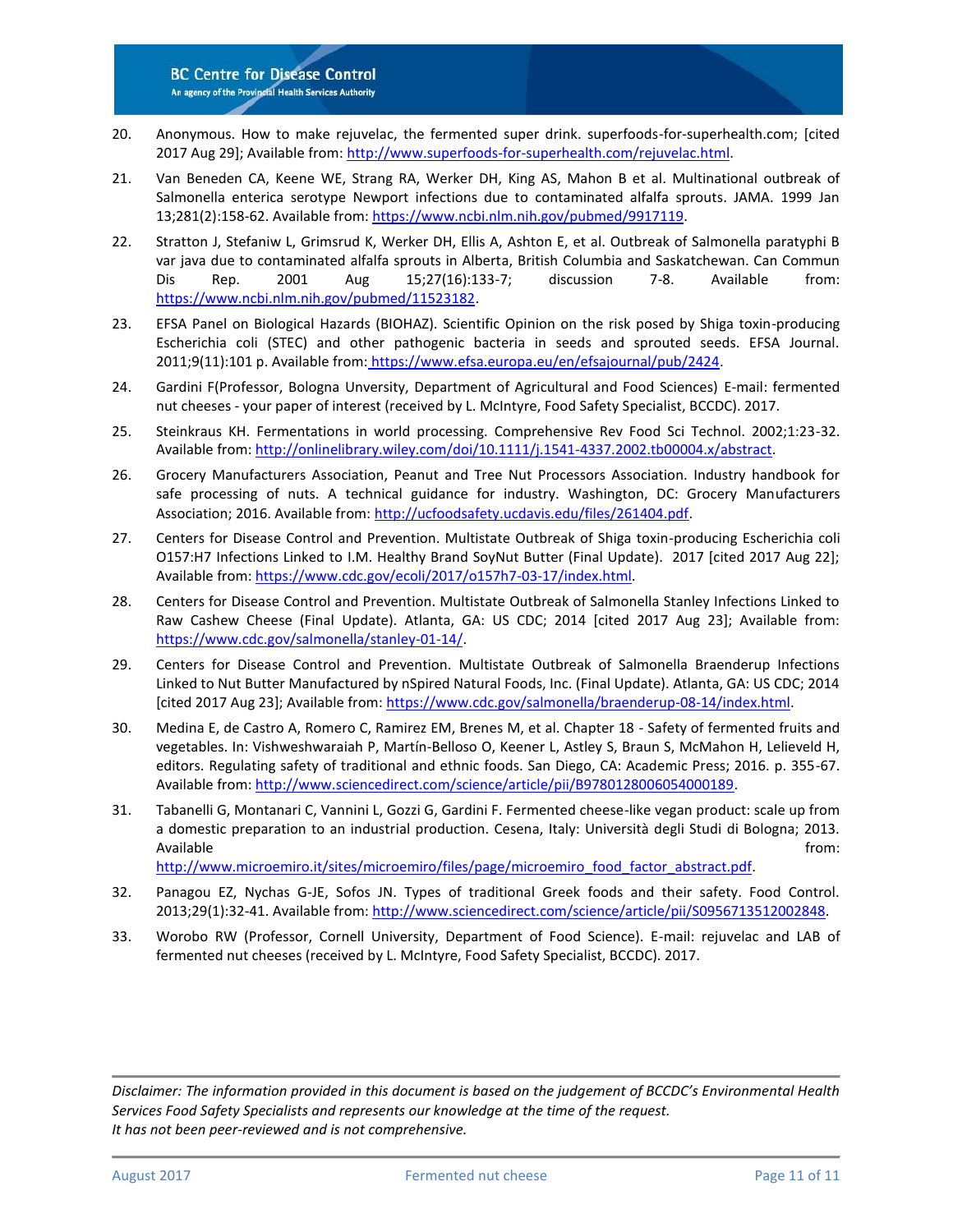20. Anonymous. How to make rejuvelac, the fermented super drink. superfoods-for-superhealth.com; [cited 2017 Aug 29]; Available from: http://www.superfoods-for-superhealth.com/rejuvelac.html.

21. Van Beneden CA, Keene WE, Strang RA, Werker DH, King AS, Mahon B et al. Multinational outbreak of Salmonella enterica serotype Newport infections due to contaminated alfalfa sprouts. JAMA. 1999 Jan 13;281(2):158-62. Available from: https://www.ncbi.nlm.nih.gov/pubmed/9917119.

22. Stratton J, Stefaniw L, Grimsrud K, Werker DH, Ellis A, Ashton E, et al. Outbreak of Salmonella paratyphi B var java due to contaminated alfalfa sprouts in Alberta, British Columbia and Saskatchewan. Can Commun Dis Rep. 2001 Aug 15;27(16):133-7; discussion 7-8. Available from: https://www.ncbi.nlm.nih.gov/pubmed/11523182.

23. EFSA Panel on Biological Hazards (BIOHAZ). Scientific Opinion on the risk posed by Shiga toxin-producing Escherichia coli (STEC) and other pathogenic bacteria in seeds and sprouted seeds. EFSA Journal. 2011;9(11):101 p. Available from: https://www.efsa.europa.eu/en/efsajournal/pub/2424.

24. Gardini F(Professor, Bologna Unversity, Department of Agricultural and Food Sciences) E-mail: fermented nut cheeses - your paper of interest (received by L. McIntyre, Food Safety Specialist, BCCDC). 2017.

25. Steinkraus KH. Fermentations in world processing. Comprehensive Rev Food Sci Technol. 2002;1:23-32. Available from: http://onlinelibrary.wiley.com/doi/10.1111/j.1541-4337.2002.tb00004.x/abstract.

26. Grocery Manufacturers Association, Peanut and Tree Nut Processors Association. Industry handbook for safe processing of nuts. A technical guidance for industry. Washington, DC: Grocery Manufacturers Association; 2016. Available from: http://ucfoodsafety.ucdavis.edu/files/261404.pdf.

27. Centers for Disease Control and Prevention. Multistate Outbreak of Shiga toxin-producing Escherichia coli O157:H7 Infections Linked to I.M. Healthy Brand SoyNut Butter (Final Update). 2017 [cited 2017 Aug 22]; Available from: https://www.cdc.gov/ecoli/2017/o157h7-03-17/index.html.

28. Centers for Disease Control and Prevention. Multistate Outbreak of Salmonella Stanley Infections Linked to Raw Cashew Cheese (Final Update). Atlanta, GA: US CDC; 2014 [cited 2017 Aug 23]; Available from: https://www.cdc.gov/salmonella/stanley-01-14/.

29. Centers for Disease Control and Prevention. Multistate Outbreak of Salmonella Braenderup Infections Linked to Nut Butter Manufactured by nSpired Natural Foods, Inc. (Final Update). Atlanta, GA: US CDC; 2014 [cited 2017 Aug 23]; Available from: https://www.cdc.gov/salmonella/braenderup-08-14/index.html.

30. Medina E, de Castro A, Romero C, Ramirez EM, Brenes M, et al. Chapter 18 - Safety of fermented fruits and vegetables. In: Vishweshwaraiah P, Martín-Belloso O, Keener L, Astley S, Braun S, McMahon H, Lelieveld H, editors. Regulating safety of traditional and ethnic foods. San Diego, CA: Academic Press; 2016. p. 355-67. Available from: http://www.sciencedirect.com/science/article/pii/B9780128006054000189.

31. Tabanelli G, Montanari C, Vannini L, Gozzi G, Gardini F. Fermented cheese-like vegan product: scale up from a domestic preparation to an industrial production. Cesena, Italy: Università degli Studi di Bologna; 2013. Available from: http://www.microemiro.it/sites/microemiro/files/page/microemiro_food_factor_abstract.pdf.

32. Panagou EZ, Nychas G-JE, Sofos JN. Types of traditional Greek foods and their safety. Food Control. 2013;29(1):32-41. Available from: http://www.sciencedirect.com/science/article/pii/S0956713512002848.

33. Worobo RW (Professor, Cornell University, Department of Food Science). E-mail: rejuvelac and LAB of fermented nut cheeses (received by L. McIntyre, Food Safety Specialist, BCCDC). 2017.

---

*Disclaimer: The information provided in this document is based on the judgement of BCCDC's Environmental Health Services Food Safety Specialists and represents our knowledge at the time of the request. It has not been peer-reviewed and is not comprehensive.*